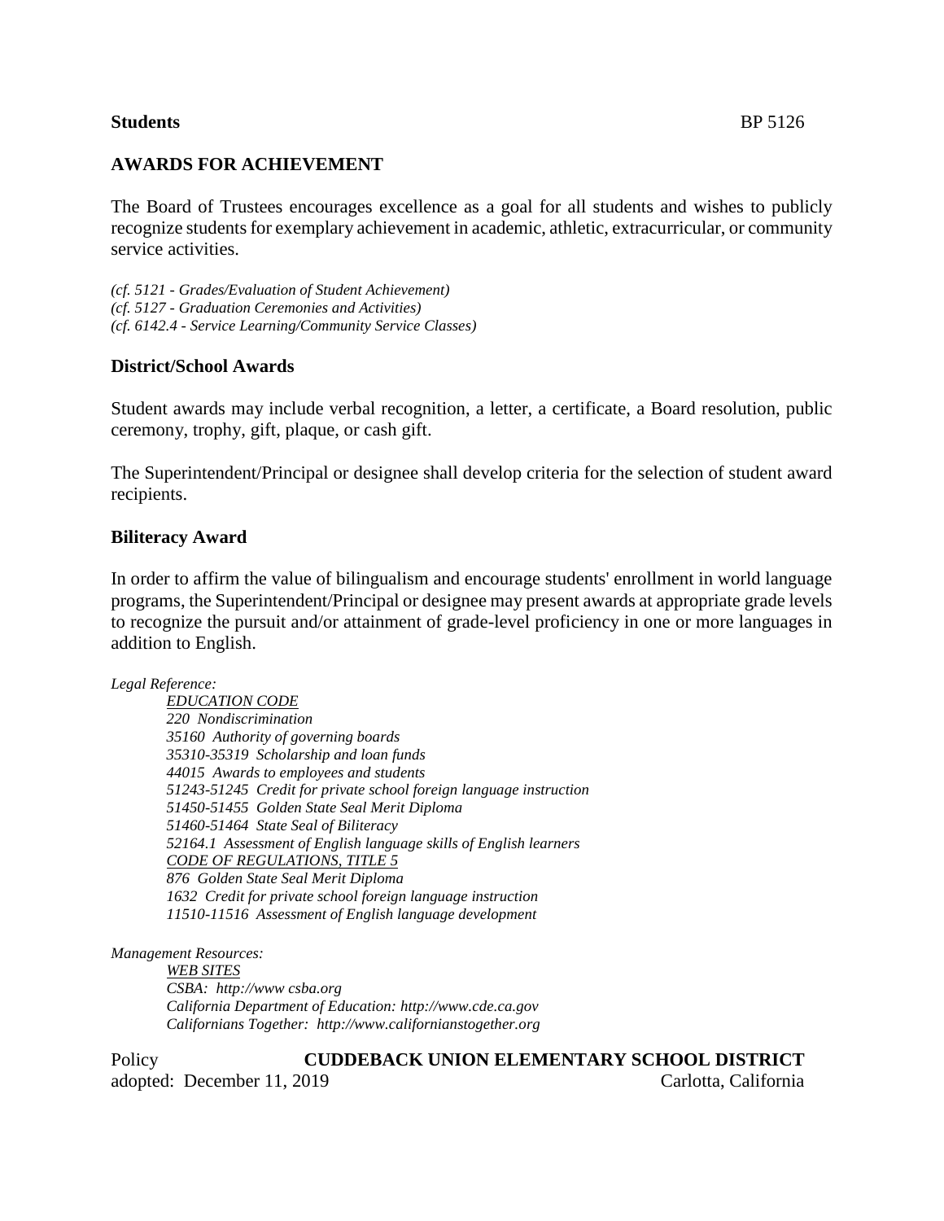**Students** BP 5126

## AWARDS FOR ACHIEVEMENT

The Board of Trustees encourages excellence as a goal for all students and wishes to publicly recognize students for exemplary achievement in academic, athletic, extracurricular, or community service activities.

*(cf. 5121 - Grades/Evaluation of Student Achievement)*
*(cf. 5127 - Graduation Ceremonies and Activities)*
*(cf. 6142.4 - Service Learning/Community Service Classes)*

### District/School Awards

Student awards may include verbal recognition, a letter, a certificate, a Board resolution, public ceremony, trophy, gift, plaque, or cash gift.

The Superintendent/Principal or designee shall develop criteria for the selection of student award recipients.

### Biliteracy Award

In order to affirm the value of bilingualism and encourage students' enrollment in world language programs, the Superintendent/Principal or designee may present awards at appropriate grade levels to recognize the pursuit and/or attainment of grade-level proficiency in one or more languages in addition to English.

*Legal Reference:*

*EDUCATION CODE*
*220 Nondiscrimination*
*35160 Authority of governing boards*
*35310-35319 Scholarship and loan funds*
*44015 Awards to employees and students*
*51243-51245 Credit for private school foreign language instruction*
*51450-51455 Golden State Seal Merit Diploma*
*51460-51464 State Seal of Biliteracy*
*52164.1 Assessment of English language skills of English learners*
*CODE OF REGULATIONS, TITLE 5*
*876 Golden State Seal Merit Diploma*
*1632 Credit for private school foreign language instruction*
*11510-11516 Assessment of English language development*

*Management Resources:*

*WEB SITES*
*CSBA: http://www csba.org*
*California Department of Education: http://www.cde.ca.gov*
*Californians Together: http://www.californianstogether.org*

Policy **CUDDEBACK UNION ELEMENTARY SCHOOL DISTRICT**
adopted: December 11, 2019 Carlotta, California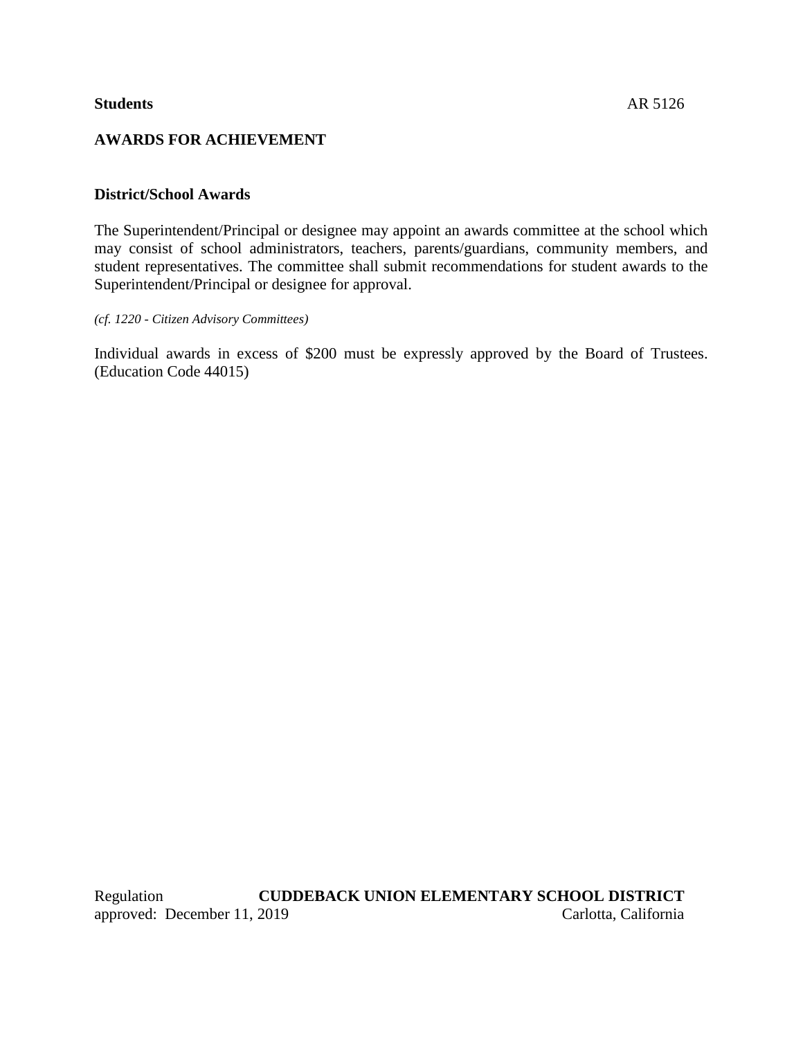**Students** AR 5126

## AWARDS FOR ACHIEVEMENT

### District/School Awards

The Superintendent/Principal or designee may appoint an awards committee at the school which may consist of school administrators, teachers, parents/guardians, community members, and student representatives. The committee shall submit recommendations for student awards to the Superintendent/Principal or designee for approval.

*(cf. 1220 - Citizen Advisory Committees)*

Individual awards in excess of $200 must be expressly approved by the Board of Trustees. (Education Code 44015)

Regulation **CUDDEBACK UNION ELEMENTARY SCHOOL DISTRICT**
approved: December 11, 2019 Carlotta, California